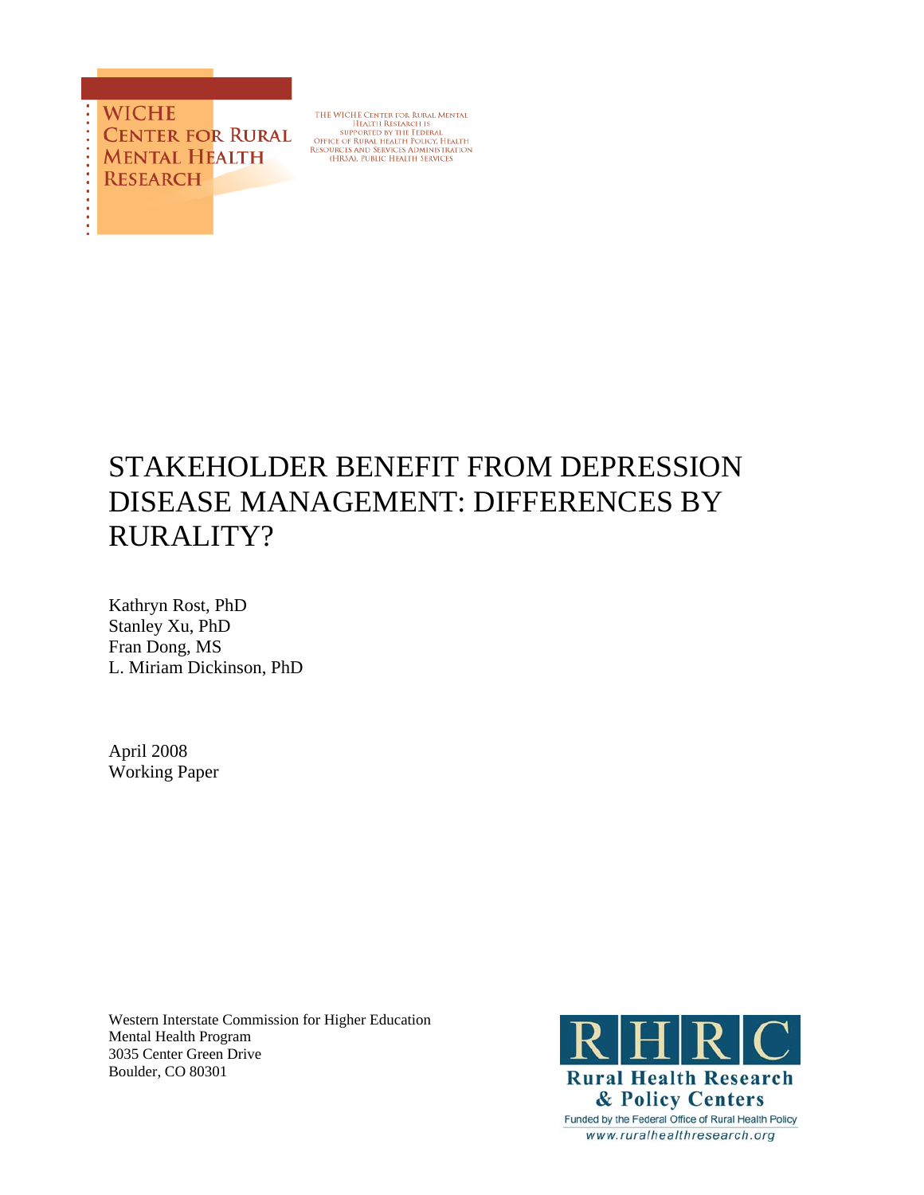WICHE
CENTER FOR RURAL
MENTAL HEALTH
RESEARCH

THE WICHE CENTER FOR RURAL MENTAL HEALTH RESEARCH IS SUPPORTED BY THE FEDERAL OFFICE OF RURAL HEALTH POLICY, HEALTH RESOURCES AND SERVICES ADMINISTRATION (HRSA), PUBLIC HEALTH SERVICES

# STAKEHOLDER BENEFIT FROM DEPRESSION DISEASE MANAGEMENT: DIFFERENCES BY RURALITY?

Kathryn Rost, PhD
Stanley Xu, PhD
Fran Dong, MS
L. Miriam Dickinson, PhD

April 2008
Working Paper

Western Interstate Commission for Higher Education
Mental Health Program
3035 Center Green Drive
Boulder, CO 80301

RHRC
Rural Health Research & Policy Centers
Funded by the Federal Office of Rural Health Policy
www.ruralhealthresearch.org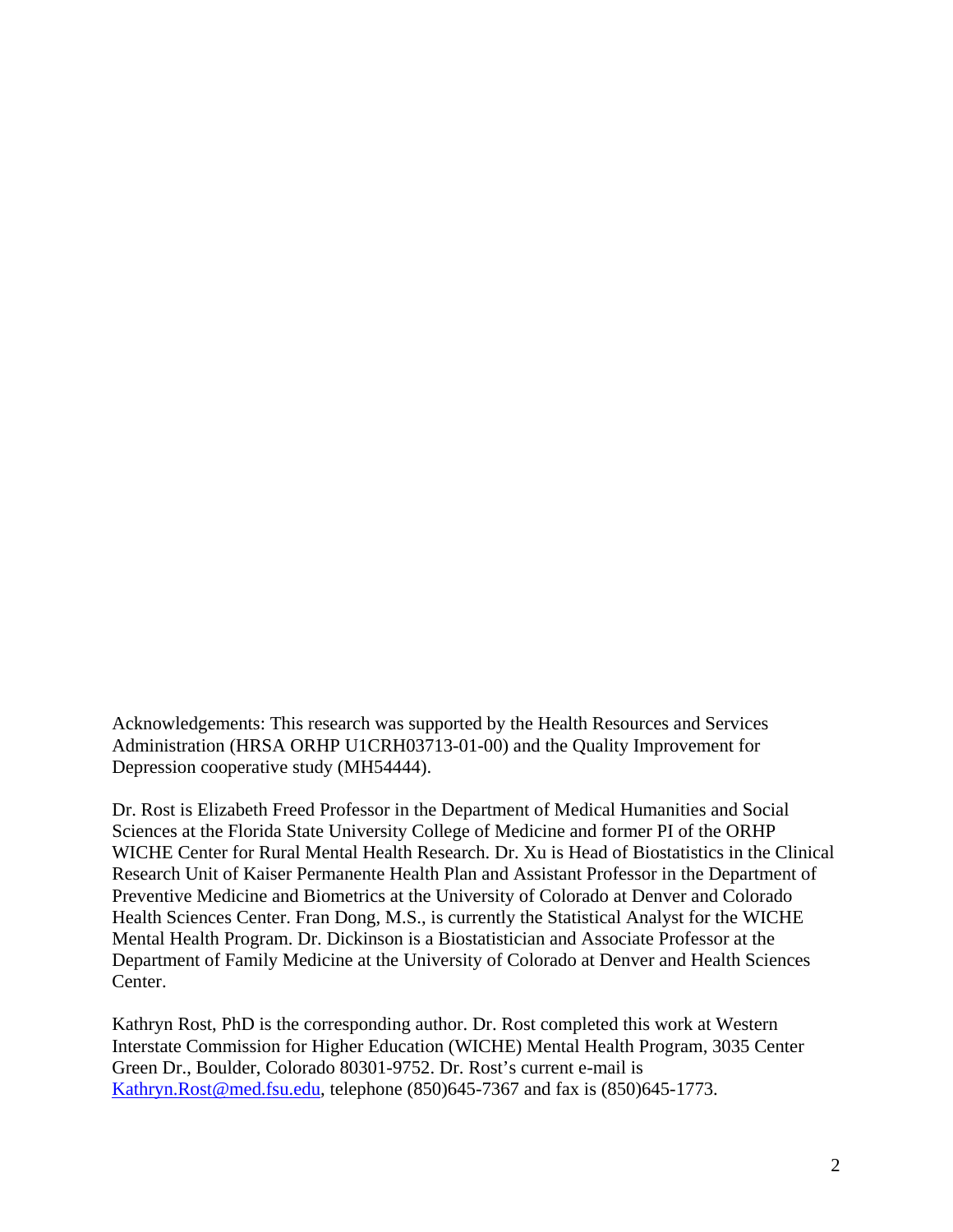Acknowledgements: This research was supported by the Health Resources and Services Administration (HRSA ORHP U1CRH03713-01-00) and the Quality Improvement for Depression cooperative study (MH54444).

Dr. Rost is Elizabeth Freed Professor in the Department of Medical Humanities and Social Sciences at the Florida State University College of Medicine and former PI of the ORHP WICHE Center for Rural Mental Health Research. Dr. Xu is Head of Biostatistics in the Clinical Research Unit of Kaiser Permanente Health Plan and Assistant Professor in the Department of Preventive Medicine and Biometrics at the University of Colorado at Denver and Colorado Health Sciences Center. Fran Dong, M.S., is currently the Statistical Analyst for the WICHE Mental Health Program. Dr. Dickinson is a Biostatistician and Associate Professor at the Department of Family Medicine at the University of Colorado at Denver and Health Sciences Center.

Kathryn Rost, PhD is the corresponding author. Dr. Rost completed this work at Western Interstate Commission for Higher Education (WICHE) Mental Health Program, 3035 Center Green Dr., Boulder, Colorado 80301-9752. Dr. Rost's current e-mail is Kathryn.Rost@med.fsu.edu, telephone (850)645-7367 and fax is (850)645-1773.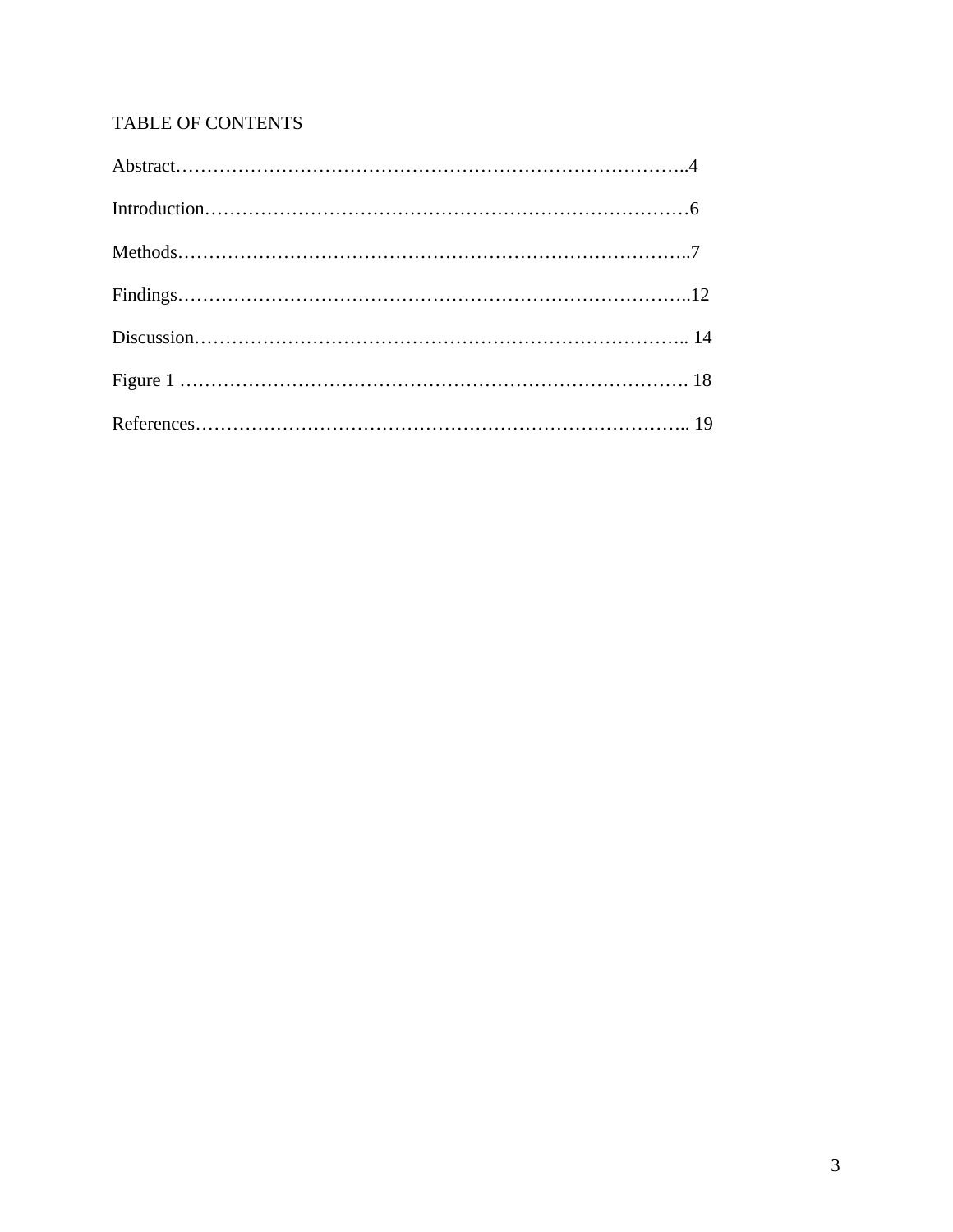# TABLE OF CONTENTS

Abstract………………………………………………………………………..4

Introduction……………………………………………………………………6

Methods………………………………………………………………………..7

Findings………………………………………………………………………..12

Discussion…………………………………………………………………….. 14

Figure 1 ………………………………………………………………………. 18

References…………………………………………………………………….. 19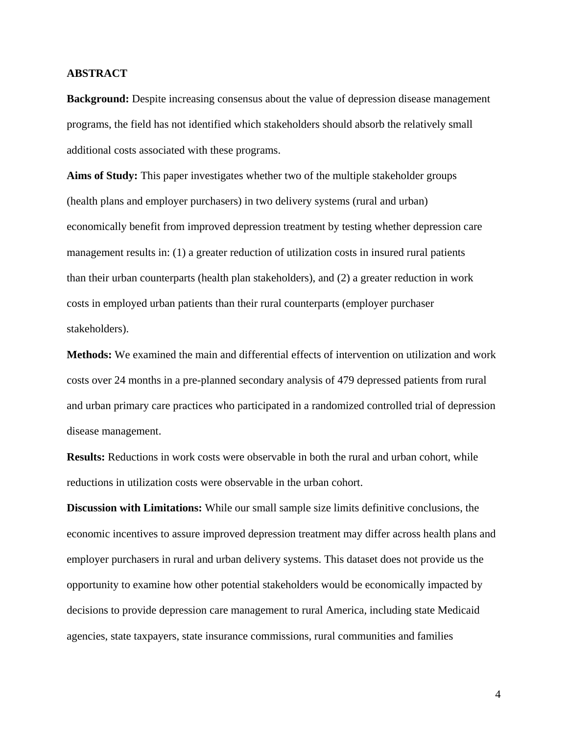## ABSTRACT

**Background:** Despite increasing consensus about the value of depression disease management programs, the field has not identified which stakeholders should absorb the relatively small additional costs associated with these programs.

**Aims of Study:** This paper investigates whether two of the multiple stakeholder groups (health plans and employer purchasers) in two delivery systems (rural and urban) economically benefit from improved depression treatment by testing whether depression care management results in: (1) a greater reduction of utilization costs in insured rural patients than their urban counterparts (health plan stakeholders), and (2) a greater reduction in work costs in employed urban patients than their rural counterparts (employer purchaser stakeholders).

**Methods:** We examined the main and differential effects of intervention on utilization and work costs over 24 months in a pre-planned secondary analysis of 479 depressed patients from rural and urban primary care practices who participated in a randomized controlled trial of depression disease management.

**Results:** Reductions in work costs were observable in both the rural and urban cohort, while reductions in utilization costs were observable in the urban cohort.

**Discussion with Limitations:** While our small sample size limits definitive conclusions, the economic incentives to assure improved depression treatment may differ across health plans and employer purchasers in rural and urban delivery systems. This dataset does not provide us the opportunity to examine how other potential stakeholders would be economically impacted by decisions to provide depression care management to rural America, including state Medicaid agencies, state taxpayers, state insurance commissions, rural communities and families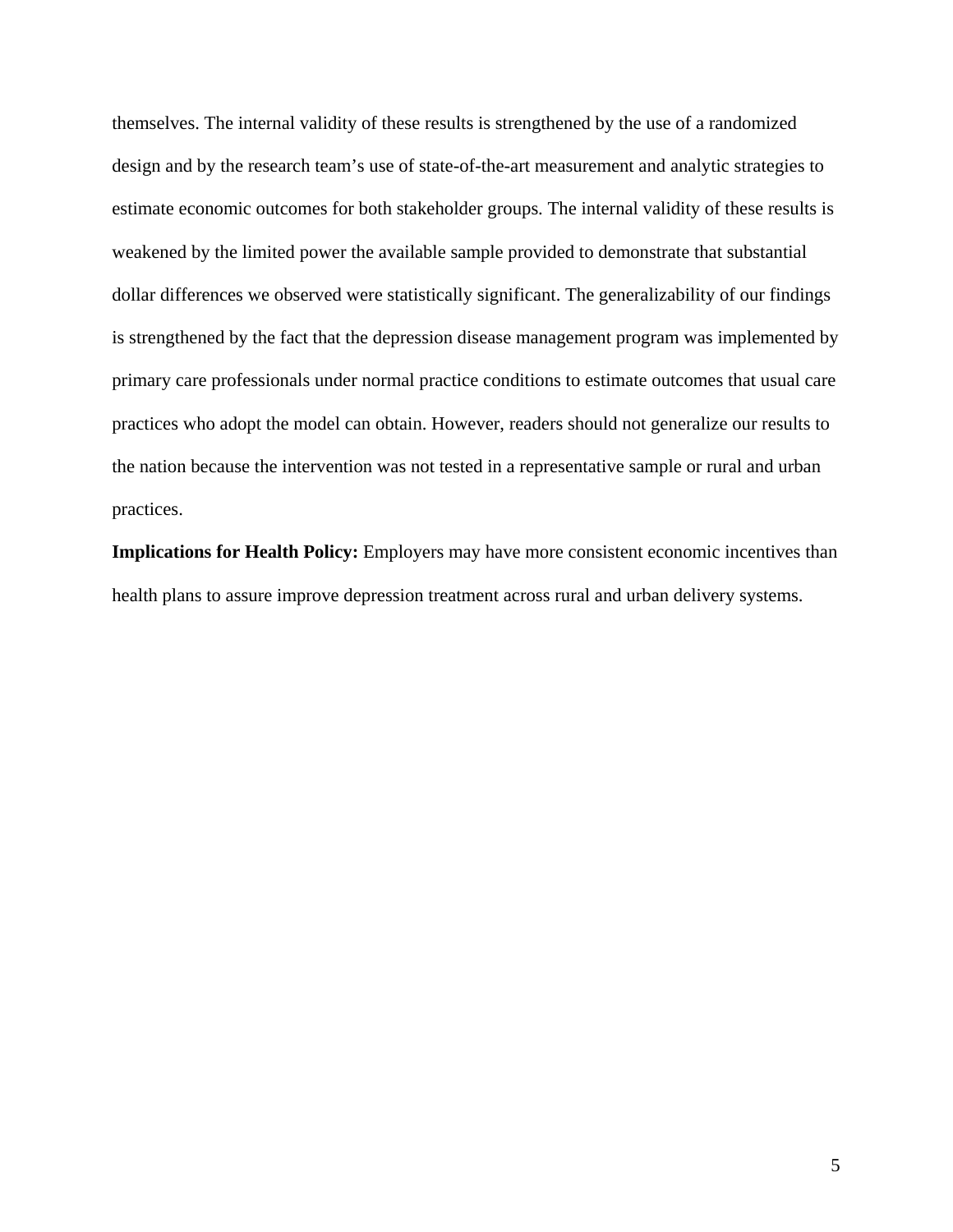themselves. The internal validity of these results is strengthened by the use of a randomized design and by the research team's use of state-of-the-art measurement and analytic strategies to estimate economic outcomes for both stakeholder groups. The internal validity of these results is weakened by the limited power the available sample provided to demonstrate that substantial dollar differences we observed were statistically significant. The generalizability of our findings is strengthened by the fact that the depression disease management program was implemented by primary care professionals under normal practice conditions to estimate outcomes that usual care practices who adopt the model can obtain. However, readers should not generalize our results to the nation because the intervention was not tested in a representative sample or rural and urban practices.

**Implications for Health Policy:** Employers may have more consistent economic incentives than health plans to assure improve depression treatment across rural and urban delivery systems.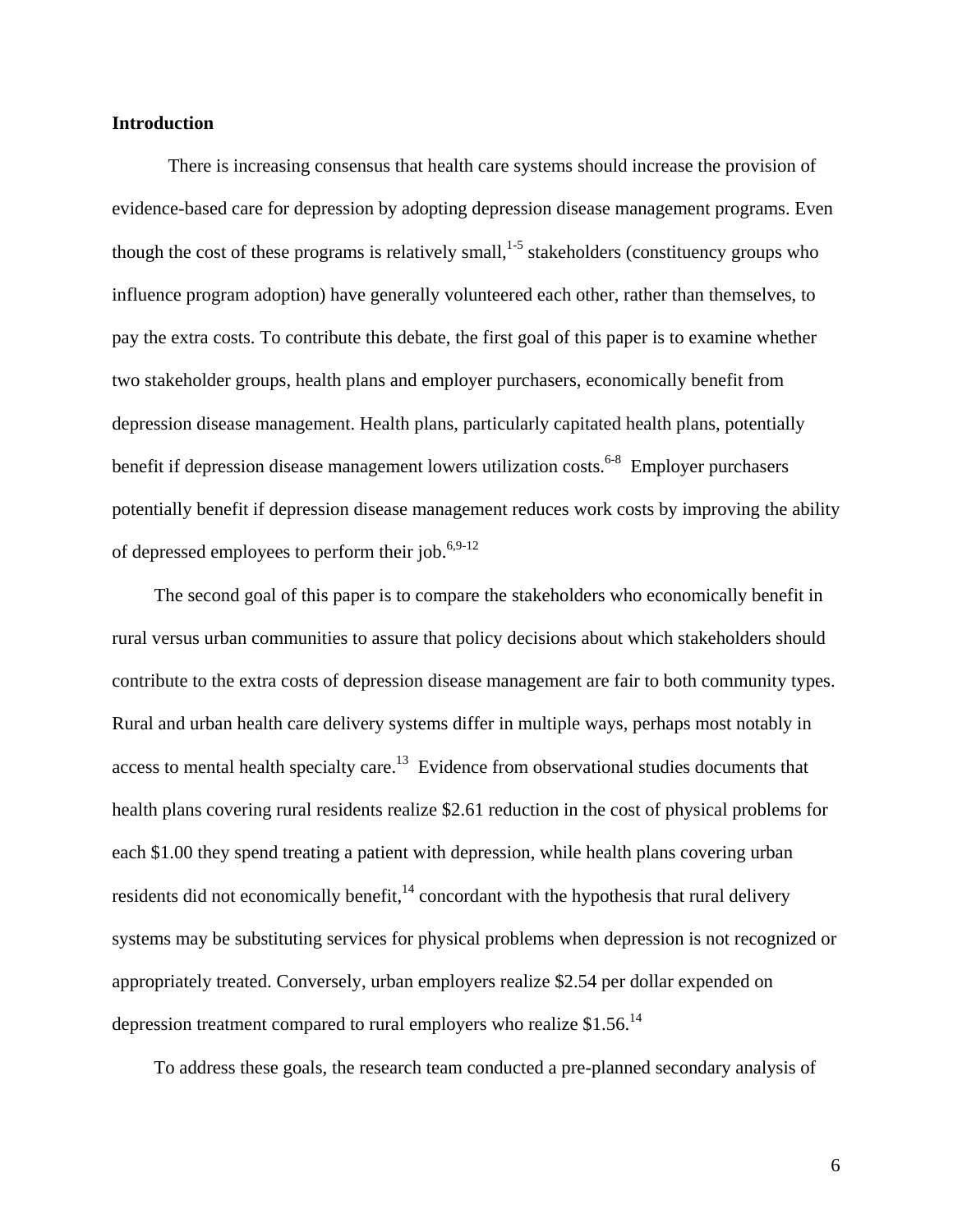**Introduction**

There is increasing consensus that health care systems should increase the provision of evidence-based care for depression by adopting depression disease management programs. Even though the cost of these programs is relatively small,[1-5] stakeholders (constituency groups who influence program adoption) have generally volunteered each other, rather than themselves, to pay the extra costs. To contribute this debate, the first goal of this paper is to examine whether two stakeholder groups, health plans and employer purchasers, economically benefit from depression disease management. Health plans, particularly capitated health plans, potentially benefit if depression disease management lowers utilization costs.[6-8] Employer purchasers potentially benefit if depression disease management reduces work costs by improving the ability of depressed employees to perform their job.[6,9-12]

The second goal of this paper is to compare the stakeholders who economically benefit in rural versus urban communities to assure that policy decisions about which stakeholders should contribute to the extra costs of depression disease management are fair to both community types. Rural and urban health care delivery systems differ in multiple ways, perhaps most notably in access to mental health specialty care.[13] Evidence from observational studies documents that health plans covering rural residents realize $2.61 reduction in the cost of physical problems for each $1.00 they spend treating a patient with depression, while health plans covering urban residents did not economically benefit,[14] concordant with the hypothesis that rural delivery systems may be substituting services for physical problems when depression is not recognized or appropriately treated. Conversely, urban employers realize $2.54 per dollar expended on depression treatment compared to rural employers who realize $1.56.[14]

To address these goals, the research team conducted a pre-planned secondary analysis of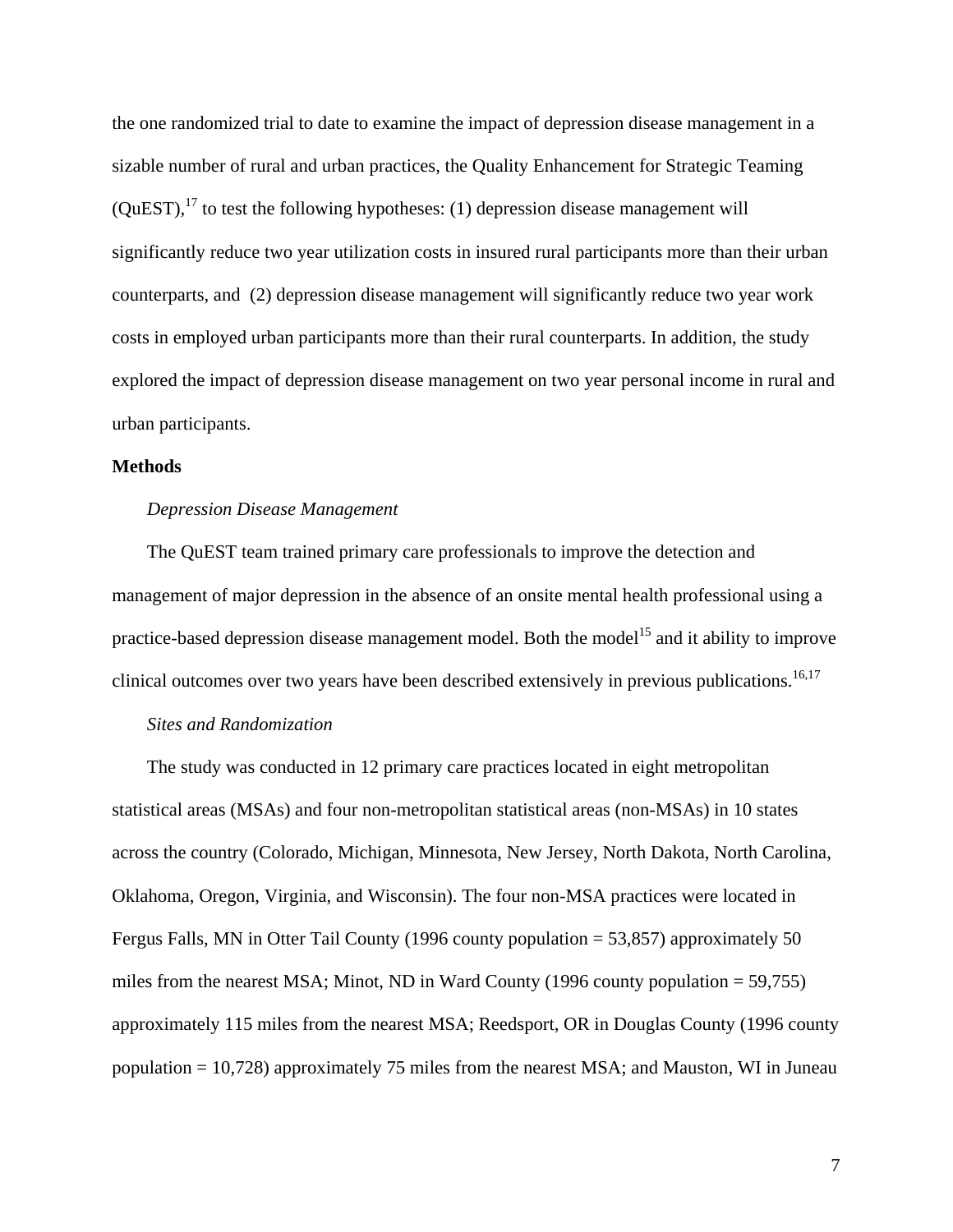the one randomized trial to date to examine the impact of depression disease management in a sizable number of rural and urban practices, the Quality Enhancement for Strategic Teaming (QuEST),[17] to test the following hypotheses: (1) depression disease management will significantly reduce two year utilization costs in insured rural participants more than their urban counterparts, and (2) depression disease management will significantly reduce two year work costs in employed urban participants more than their rural counterparts. In addition, the study explored the impact of depression disease management on two year personal income in rural and urban participants.

**Methods**

*Depression Disease Management*

The QuEST team trained primary care professionals to improve the detection and management of major depression in the absence of an onsite mental health professional using a practice-based depression disease management model. Both the model[15] and it ability to improve clinical outcomes over two years have been described extensively in previous publications.[16,17]

*Sites and Randomization*

The study was conducted in 12 primary care practices located in eight metropolitan statistical areas (MSAs) and four non-metropolitan statistical areas (non-MSAs) in 10 states across the country (Colorado, Michigan, Minnesota, New Jersey, North Dakota, North Carolina, Oklahoma, Oregon, Virginia, and Wisconsin). The four non-MSA practices were located in Fergus Falls, MN in Otter Tail County (1996 county population = 53,857) approximately 50 miles from the nearest MSA; Minot, ND in Ward County (1996 county population = 59,755) approximately 115 miles from the nearest MSA; Reedsport, OR in Douglas County (1996 county population = 10,728) approximately 75 miles from the nearest MSA; and Mauston, WI in Juneau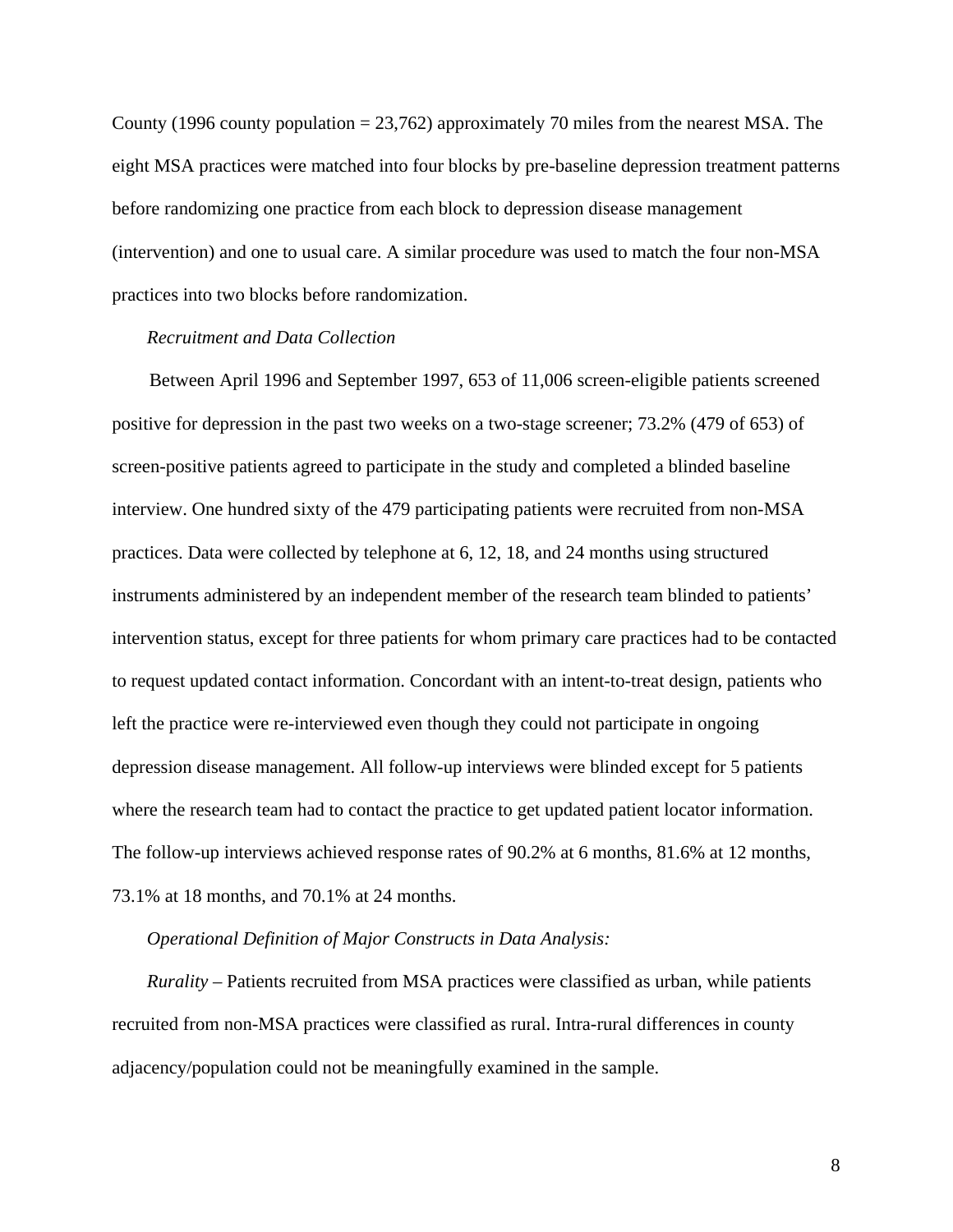County (1996 county population = 23,762) approximately 70 miles from the nearest MSA. The eight MSA practices were matched into four blocks by pre-baseline depression treatment patterns before randomizing one practice from each block to depression disease management (intervention) and one to usual care. A similar procedure was used to match the four non-MSA practices into two blocks before randomization.

*Recruitment and Data Collection*

Between April 1996 and September 1997, 653 of 11,006 screen-eligible patients screened positive for depression in the past two weeks on a two-stage screener; 73.2% (479 of 653) of screen-positive patients agreed to participate in the study and completed a blinded baseline interview. One hundred sixty of the 479 participating patients were recruited from non-MSA practices. Data were collected by telephone at 6, 12, 18, and 24 months using structured instruments administered by an independent member of the research team blinded to patients' intervention status, except for three patients for whom primary care practices had to be contacted to request updated contact information. Concordant with an intent-to-treat design, patients who left the practice were re-interviewed even though they could not participate in ongoing depression disease management. All follow-up interviews were blinded except for 5 patients where the research team had to contact the practice to get updated patient locator information. The follow-up interviews achieved response rates of 90.2% at 6 months, 81.6% at 12 months, 73.1% at 18 months, and 70.1% at 24 months.

*Operational Definition of Major Constructs in Data Analysis:*

*Rurality* – Patients recruited from MSA practices were classified as urban, while patients recruited from non-MSA practices were classified as rural. Intra-rural differences in county adjacency/population could not be meaningfully examined in the sample.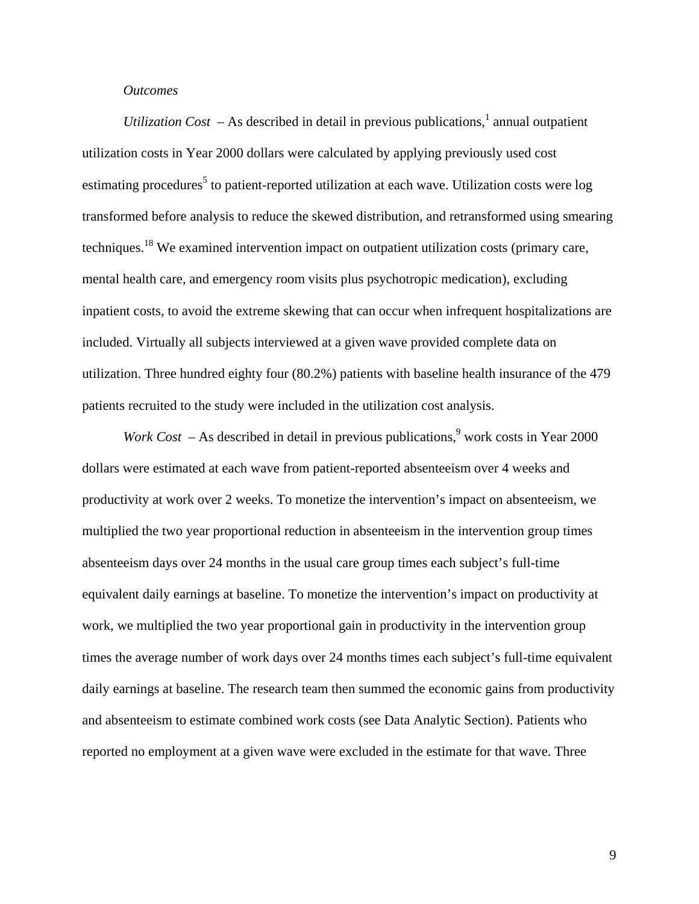*Outcomes*

*Utilization Cost* – As described in detail in previous publications,[1] annual outpatient utilization costs in Year 2000 dollars were calculated by applying previously used cost estimating procedures[5] to patient-reported utilization at each wave. Utilization costs were log transformed before analysis to reduce the skewed distribution, and retransformed using smearing techniques.[18] We examined intervention impact on outpatient utilization costs (primary care, mental health care, and emergency room visits plus psychotropic medication), excluding inpatient costs, to avoid the extreme skewing that can occur when infrequent hospitalizations are included. Virtually all subjects interviewed at a given wave provided complete data on utilization. Three hundred eighty four (80.2%) patients with baseline health insurance of the 479 patients recruited to the study were included in the utilization cost analysis.

*Work Cost* – As described in detail in previous publications,[9] work costs in Year 2000 dollars were estimated at each wave from patient-reported absenteeism over 4 weeks and productivity at work over 2 weeks. To monetize the intervention's impact on absenteeism, we multiplied the two year proportional reduction in absenteeism in the intervention group times absenteeism days over 24 months in the usual care group times each subject's full-time equivalent daily earnings at baseline. To monetize the intervention's impact on productivity at work, we multiplied the two year proportional gain in productivity in the intervention group times the average number of work days over 24 months times each subject's full-time equivalent daily earnings at baseline. The research team then summed the economic gains from productivity and absenteeism to estimate combined work costs (see Data Analytic Section). Patients who reported no employment at a given wave were excluded in the estimate for that wave. Three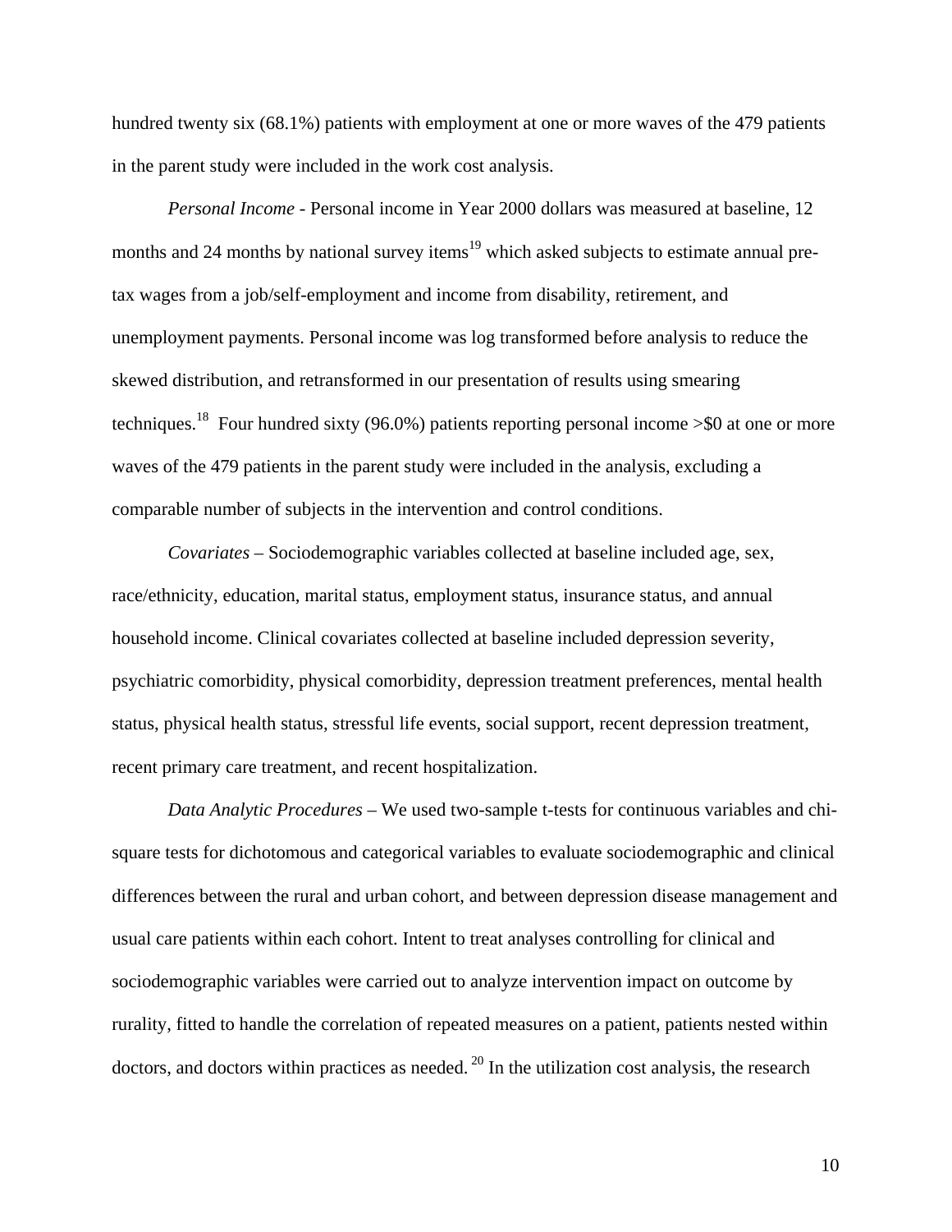hundred twenty six (68.1%) patients with employment at one or more waves of the 479 patients in the parent study were included in the work cost analysis.

*Personal Income* - Personal income in Year 2000 dollars was measured at baseline, 12 months and 24 months by national survey items[19] which asked subjects to estimate annual pre-tax wages from a job/self-employment and income from disability, retirement, and unemployment payments. Personal income was log transformed before analysis to reduce the skewed distribution, and retransformed in our presentation of results using smearing techniques.[18] Four hundred sixty (96.0%) patients reporting personal income >$0 at one or more waves of the 479 patients in the parent study were included in the analysis, excluding a comparable number of subjects in the intervention and control conditions.

*Covariates* – Sociodemographic variables collected at baseline included age, sex, race/ethnicity, education, marital status, employment status, insurance status, and annual household income. Clinical covariates collected at baseline included depression severity, psychiatric comorbidity, physical comorbidity, depression treatment preferences, mental health status, physical health status, stressful life events, social support, recent depression treatment, recent primary care treatment, and recent hospitalization.

*Data Analytic Procedures* – We used two-sample t-tests for continuous variables and chi-square tests for dichotomous and categorical variables to evaluate sociodemographic and clinical differences between the rural and urban cohort, and between depression disease management and usual care patients within each cohort. Intent to treat analyses controlling for clinical and sociodemographic variables were carried out to analyze intervention impact on outcome by rurality, fitted to handle the correlation of repeated measures on a patient, patients nested within doctors, and doctors within practices as needed.[20] In the utilization cost analysis, the research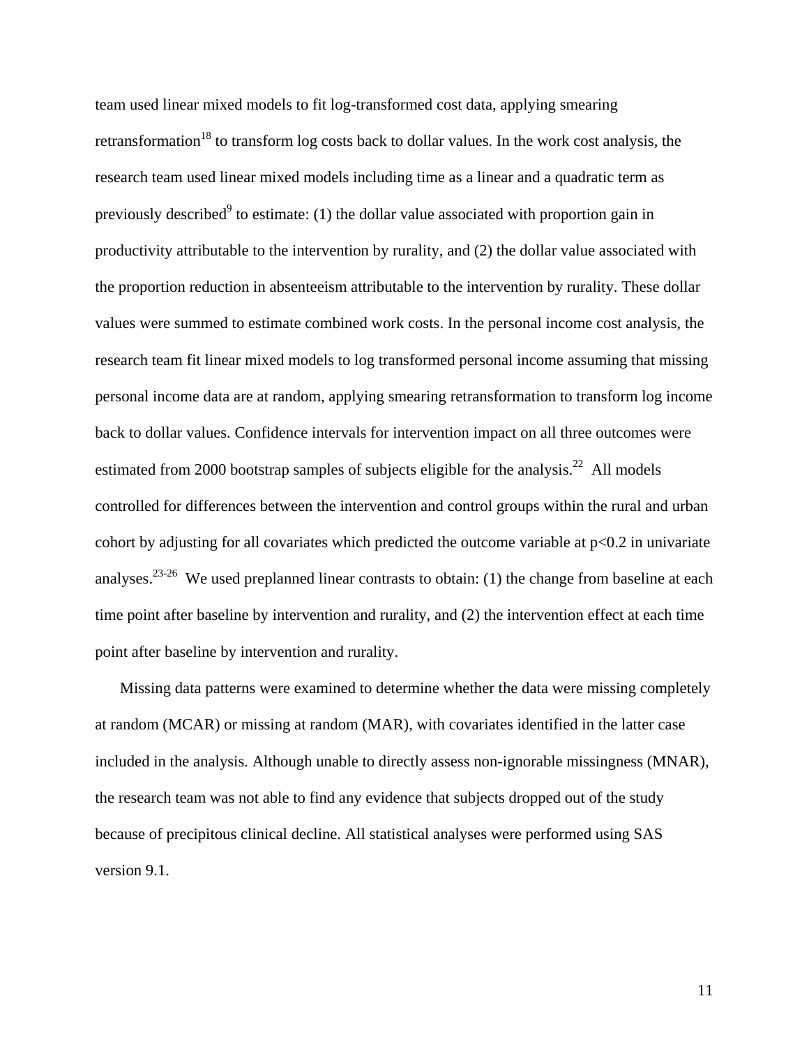team used linear mixed models to fit log-transformed cost data, applying smearing retransformation[18] to transform log costs back to dollar values. In the work cost analysis, the research team used linear mixed models including time as a linear and a quadratic term as previously described[9] to estimate: (1) the dollar value associated with proportion gain in productivity attributable to the intervention by rurality, and (2) the dollar value associated with the proportion reduction in absenteeism attributable to the intervention by rurality. These dollar values were summed to estimate combined work costs. In the personal income cost analysis, the research team fit linear mixed models to log transformed personal income assuming that missing personal income data are at random, applying smearing retransformation to transform log income back to dollar values. Confidence intervals for intervention impact on all three outcomes were estimated from 2000 bootstrap samples of subjects eligible for the analysis.[22] All models controlled for differences between the intervention and control groups within the rural and urban cohort by adjusting for all covariates which predicted the outcome variable at $p<0.2$ in univariate analyses.[23-26] We used preplanned linear contrasts to obtain: (1) the change from baseline at each time point after baseline by intervention and rurality, and (2) the intervention effect at each time point after baseline by intervention and rurality.

Missing data patterns were examined to determine whether the data were missing completely at random (MCAR) or missing at random (MAR), with covariates identified in the latter case included in the analysis. Although unable to directly assess non-ignorable missingness (MNAR), the research team was not able to find any evidence that subjects dropped out of the study because of precipitous clinical decline. All statistical analyses were performed using SAS version 9.1.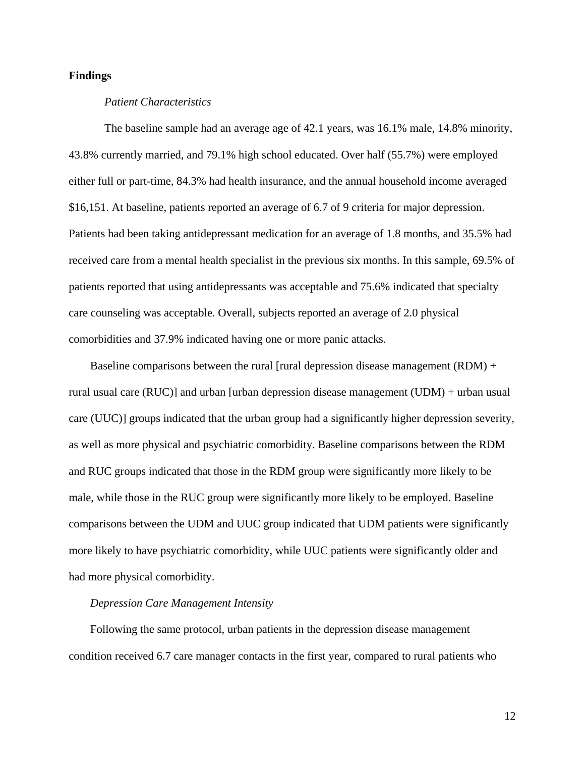**Findings**

*Patient Characteristics*

The baseline sample had an average age of 42.1 years, was 16.1% male, 14.8% minority, 43.8% currently married, and 79.1% high school educated. Over half (55.7%) were employed either full or part-time, 84.3% had health insurance, and the annual household income averaged $16,151. At baseline, patients reported an average of 6.7 of 9 criteria for major depression. Patients had been taking antidepressant medication for an average of 1.8 months, and 35.5% had received care from a mental health specialist in the previous six months. In this sample, 69.5% of patients reported that using antidepressants was acceptable and 75.6% indicated that specialty care counseling was acceptable. Overall, subjects reported an average of 2.0 physical comorbidities and 37.9% indicated having one or more panic attacks.

Baseline comparisons between the rural [rural depression disease management (RDM) + rural usual care (RUC)] and urban [urban depression disease management (UDM) + urban usual care (UUC)] groups indicated that the urban group had a significantly higher depression severity, as well as more physical and psychiatric comorbidity. Baseline comparisons between the RDM and RUC groups indicated that those in the RDM group were significantly more likely to be male, while those in the RUC group were significantly more likely to be employed. Baseline comparisons between the UDM and UUC group indicated that UDM patients were significantly more likely to have psychiatric comorbidity, while UUC patients were significantly older and had more physical comorbidity.

*Depression Care Management Intensity*

Following the same protocol, urban patients in the depression disease management condition received 6.7 care manager contacts in the first year, compared to rural patients who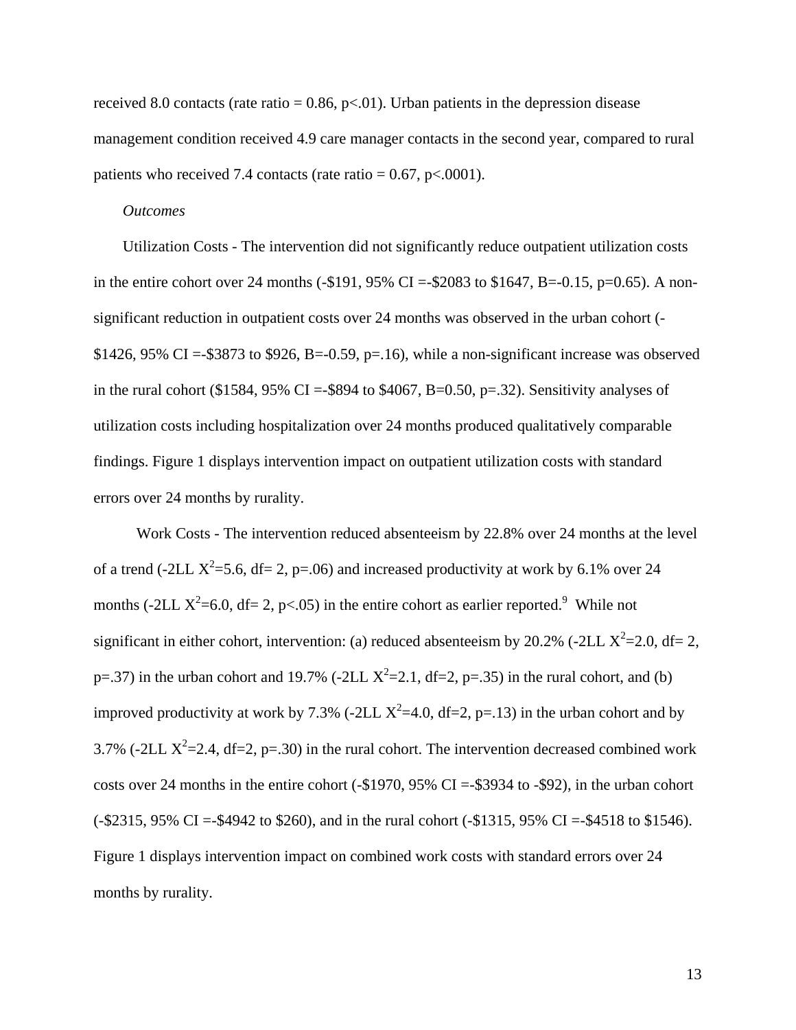received 8.0 contacts (rate ratio = 0.86, $p<.01$). Urban patients in the depression disease management condition received 4.9 care manager contacts in the second year, compared to rural patients who received 7.4 contacts (rate ratio = 0.67, $p<.0001$).

*Outcomes*

Utilization Costs - The intervention did not significantly reduce outpatient utilization costs in the entire cohort over 24 months (-$191, 95% CI =-$2083 to $1647, B=-0.15, p=0.65). A non-significant reduction in outpatient costs over 24 months was observed in the urban cohort (-$1426, 95% CI =-$3873 to $926, B=-0.59, p=.16), while a non-significant increase was observed in the rural cohort ($1584, 95% CI =-$894 to $4067, B=0.50, p=.32). Sensitivity analyses of utilization costs including hospitalization over 24 months produced qualitatively comparable findings. Figure 1 displays intervention impact on outpatient utilization costs with standard errors over 24 months by rurality.

Work Costs - The intervention reduced absenteeism by 22.8% over 24 months at the level of a trend (-2LL $X^2$=5.6, df= 2, p=.06) and increased productivity at work by 6.1% over 24 months (-2LL $X^2$=6.0, df= 2, $p<.05$) in the entire cohort as earlier reported.[9] While not significant in either cohort, intervention: (a) reduced absenteeism by 20.2% (-2LL $X^2$=2.0, df= 2, p=.37) in the urban cohort and 19.7% (-2LL $X^2$=2.1, df=2, p=.35) in the rural cohort, and (b) improved productivity at work by 7.3% (-2LL $X^2$=4.0, df=2, p=.13) in the urban cohort and by 3.7% (-2LL $X^2$=2.4, df=2, p=.30) in the rural cohort. The intervention decreased combined work costs over 24 months in the entire cohort (-$1970, 95% CI =-$3934 to -$92), in the urban cohort (-$2315, 95% CI =-$4942 to $260), and in the rural cohort (-$1315, 95% CI =-$4518 to $1546). Figure 1 displays intervention impact on combined work costs with standard errors over 24 months by rurality.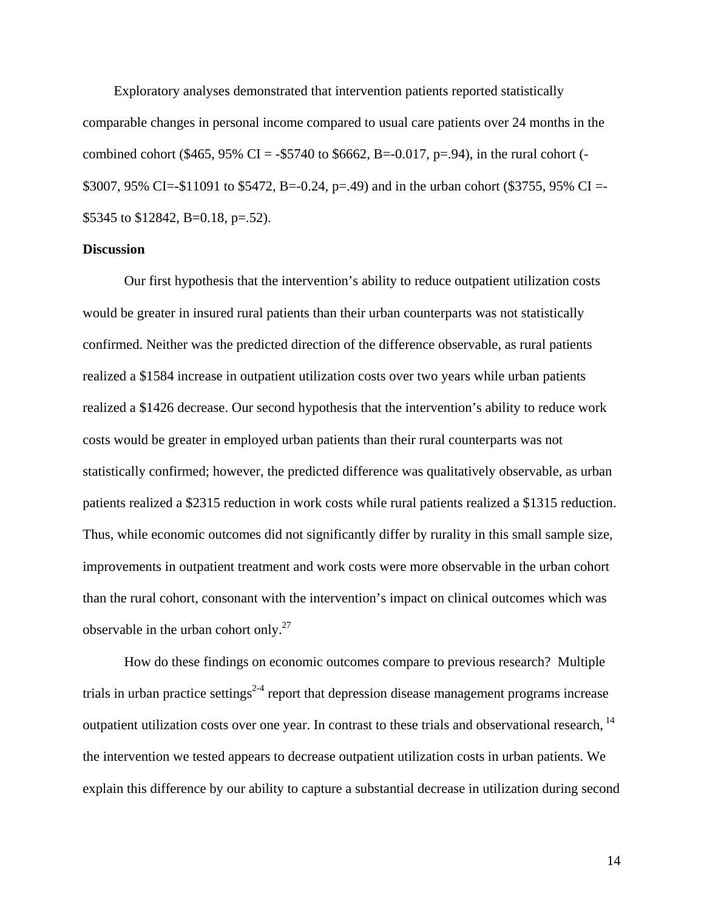Exploratory analyses demonstrated that intervention patients reported statistically comparable changes in personal income compared to usual care patients over 24 months in the combined cohort ($465, 95% CI = -$5740 to $6662, B=-0.017, p=.94), in the rural cohort (-$3007, 95% CI=-$11091 to $5472, B=-0.24, p=.49) and in the urban cohort ($3755, 95% CI =-$5345 to $12842, B=0.18, p=.52).

**Discussion**

Our first hypothesis that the intervention's ability to reduce outpatient utilization costs would be greater in insured rural patients than their urban counterparts was not statistically confirmed. Neither was the predicted direction of the difference observable, as rural patients realized a $1584 increase in outpatient utilization costs over two years while urban patients realized a $1426 decrease. Our second hypothesis that the intervention's ability to reduce work costs would be greater in employed urban patients than their rural counterparts was not statistically confirmed; however, the predicted difference was qualitatively observable, as urban patients realized a $2315 reduction in work costs while rural patients realized a $1315 reduction. Thus, while economic outcomes did not significantly differ by rurality in this small sample size, improvements in outpatient treatment and work costs were more observable in the urban cohort than the rural cohort, consonant with the intervention's impact on clinical outcomes which was observable in the urban cohort only.[27]

How do these findings on economic outcomes compare to previous research? Multiple trials in urban practice settings[2-4] report that depression disease management programs increase outpatient utilization costs over one year. In contrast to these trials and observational research, [14] the intervention we tested appears to decrease outpatient utilization costs in urban patients. We explain this difference by our ability to capture a substantial decrease in utilization during second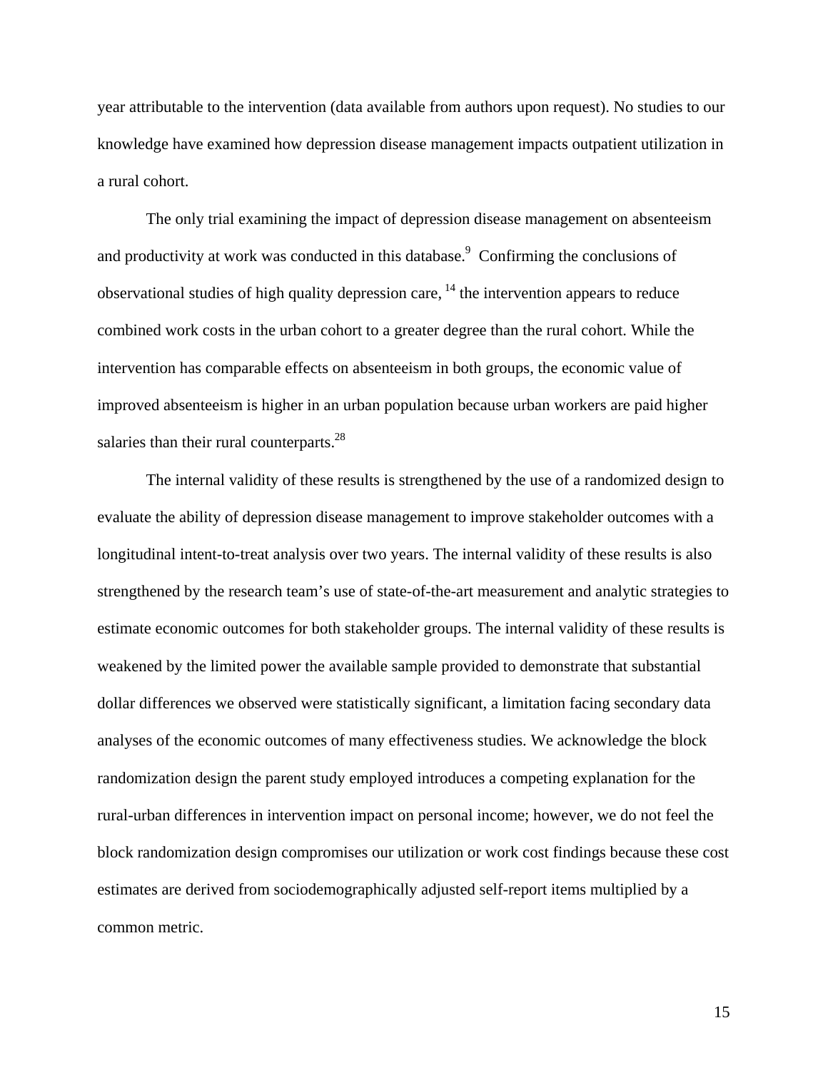year attributable to the intervention (data available from authors upon request). No studies to our knowledge have examined how depression disease management impacts outpatient utilization in a rural cohort.

The only trial examining the impact of depression disease management on absenteeism and productivity at work was conducted in this database.[9] Confirming the conclusions of observational studies of high quality depression care, [14] the intervention appears to reduce combined work costs in the urban cohort to a greater degree than the rural cohort. While the intervention has comparable effects on absenteeism in both groups, the economic value of improved absenteeism is higher in an urban population because urban workers are paid higher salaries than their rural counterparts.[28]

The internal validity of these results is strengthened by the use of a randomized design to evaluate the ability of depression disease management to improve stakeholder outcomes with a longitudinal intent-to-treat analysis over two years. The internal validity of these results is also strengthened by the research team's use of state-of-the-art measurement and analytic strategies to estimate economic outcomes for both stakeholder groups. The internal validity of these results is weakened by the limited power the available sample provided to demonstrate that substantial dollar differences we observed were statistically significant, a limitation facing secondary data analyses of the economic outcomes of many effectiveness studies. We acknowledge the block randomization design the parent study employed introduces a competing explanation for the rural-urban differences in intervention impact on personal income; however, we do not feel the block randomization design compromises our utilization or work cost findings because these cost estimates are derived from sociodemographically adjusted self-report items multiplied by a common metric.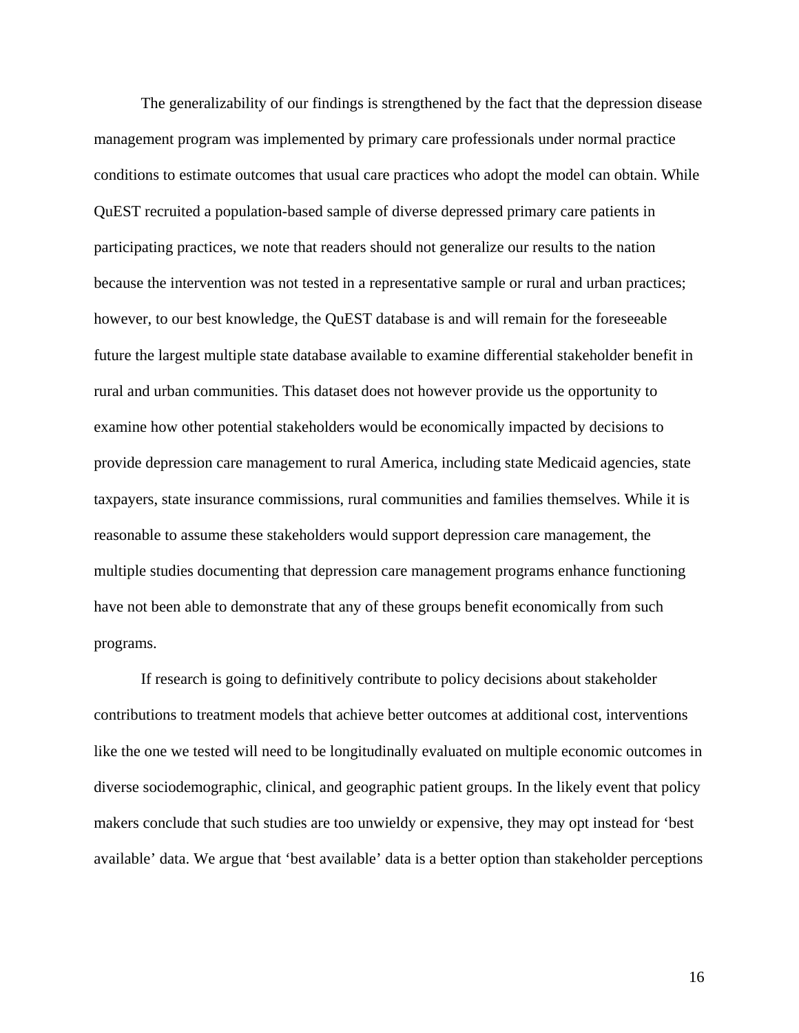The generalizability of our findings is strengthened by the fact that the depression disease management program was implemented by primary care professionals under normal practice conditions to estimate outcomes that usual care practices who adopt the model can obtain. While QuEST recruited a population-based sample of diverse depressed primary care patients in participating practices, we note that readers should not generalize our results to the nation because the intervention was not tested in a representative sample or rural and urban practices; however, to our best knowledge, the QuEST database is and will remain for the foreseeable future the largest multiple state database available to examine differential stakeholder benefit in rural and urban communities. This dataset does not however provide us the opportunity to examine how other potential stakeholders would be economically impacted by decisions to provide depression care management to rural America, including state Medicaid agencies, state taxpayers, state insurance commissions, rural communities and families themselves. While it is reasonable to assume these stakeholders would support depression care management, the multiple studies documenting that depression care management programs enhance functioning have not been able to demonstrate that any of these groups benefit economically from such programs.

If research is going to definitively contribute to policy decisions about stakeholder contributions to treatment models that achieve better outcomes at additional cost, interventions like the one we tested will need to be longitudinally evaluated on multiple economic outcomes in diverse sociodemographic, clinical, and geographic patient groups. In the likely event that policy makers conclude that such studies are too unwieldy or expensive, they may opt instead for 'best available' data. We argue that 'best available' data is a better option than stakeholder perceptions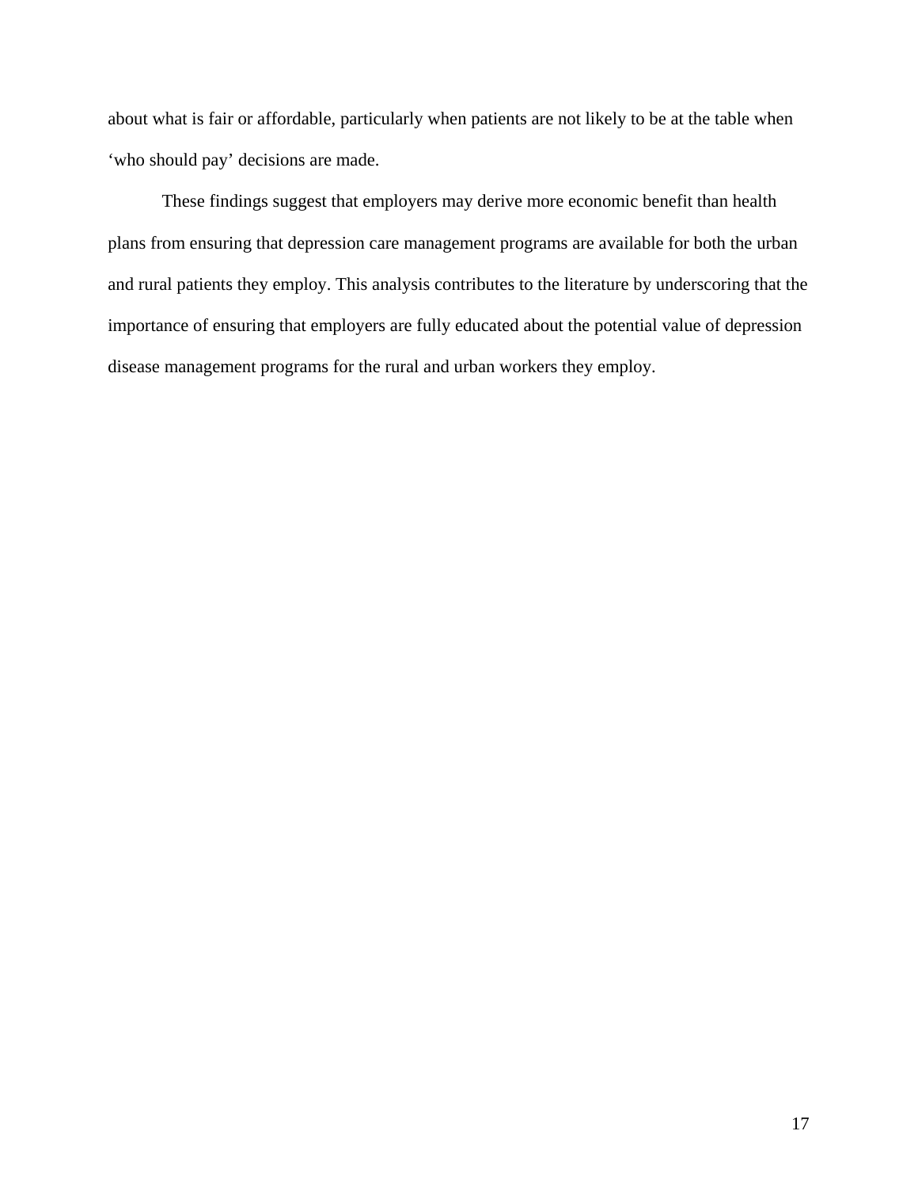about what is fair or affordable, particularly when patients are not likely to be at the table when ‘who should pay’ decisions are made.

These findings suggest that employers may derive more economic benefit than health plans from ensuring that depression care management programs are available for both the urban and rural patients they employ. This analysis contributes to the literature by underscoring that the importance of ensuring that employers are fully educated about the potential value of depression disease management programs for the rural and urban workers they employ.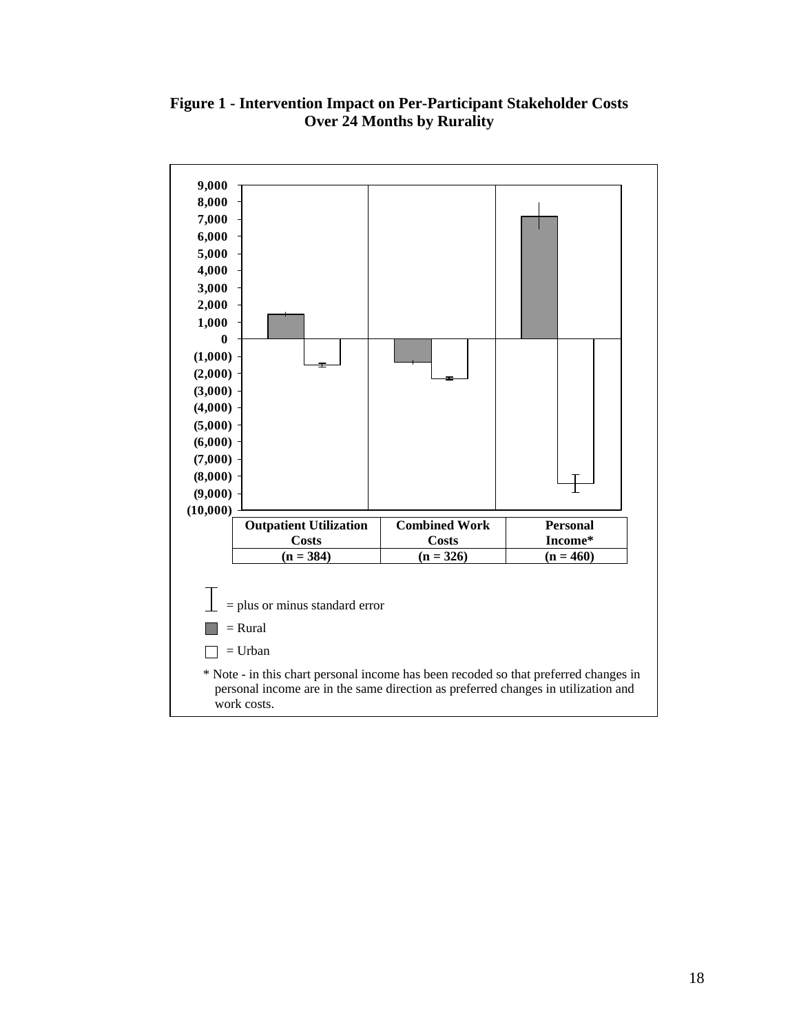**Figure 1 - Intervention Impact on Per-Participant Stakeholder Costs Over 24 Months by Rurality**

| Outpatient Utilization Costs | Combined Work Costs | Personal Income* |
|---|---|---|
| (n = 384) | (n = 326) | (n = 460) |

= plus or minus standard error

= Rural

= Urban

\* Note - in this chart personal income has been recoded so that preferred changes in personal income are in the same direction as preferred changes in utilization and work costs.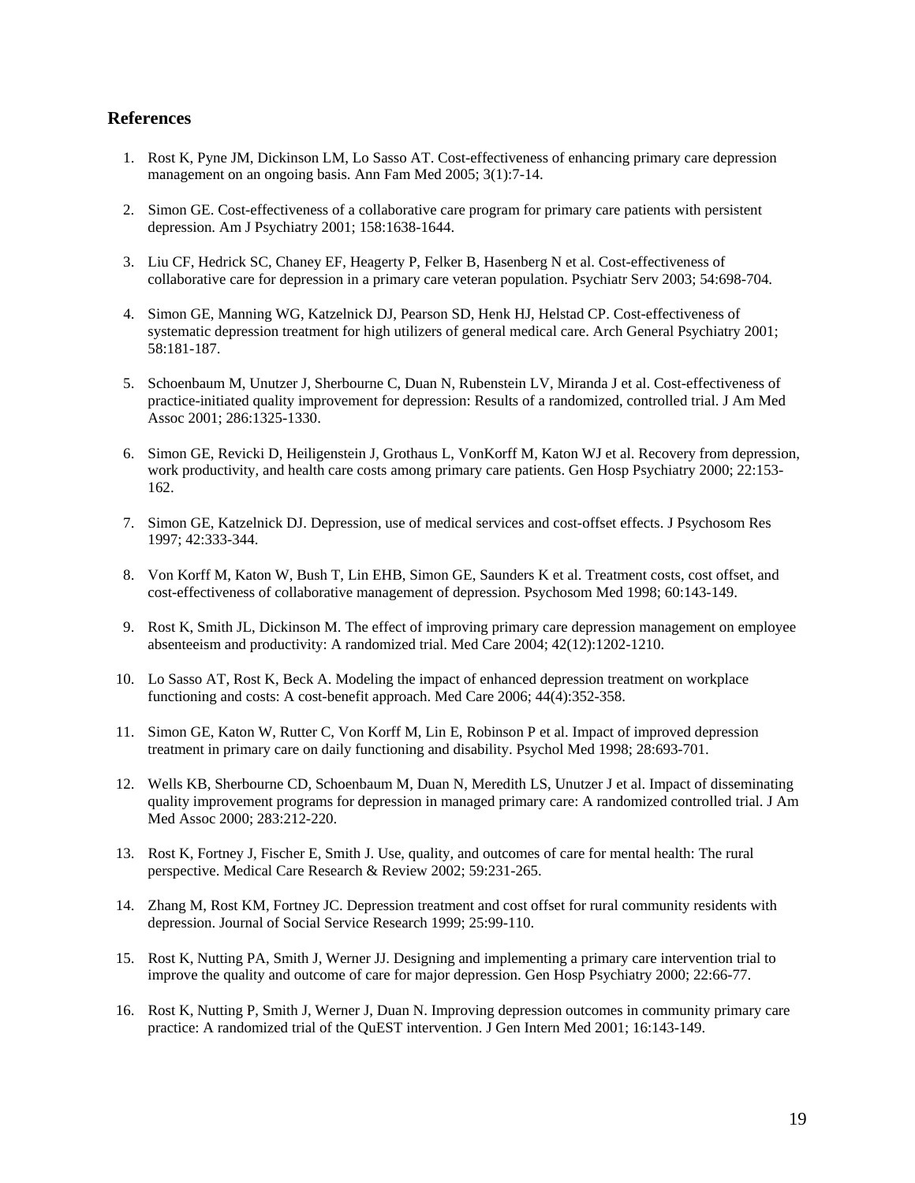## References

1. Rost K, Pyne JM, Dickinson LM, Lo Sasso AT. Cost-effectiveness of enhancing primary care depression management on an ongoing basis. Ann Fam Med 2005; 3(1):7-14.

2. Simon GE. Cost-effectiveness of a collaborative care program for primary care patients with persistent depression. Am J Psychiatry 2001; 158:1638-1644.

3. Liu CF, Hedrick SC, Chaney EF, Heagerty P, Felker B, Hasenberg N et al. Cost-effectiveness of collaborative care for depression in a primary care veteran population. Psychiatr Serv 2003; 54:698-704.

4. Simon GE, Manning WG, Katzelnick DJ, Pearson SD, Henk HJ, Helstad CP. Cost-effectiveness of systematic depression treatment for high utilizers of general medical care. Arch General Psychiatry 2001; 58:181-187.

5. Schoenbaum M, Unutzer J, Sherbourne C, Duan N, Rubenstein LV, Miranda J et al. Cost-effectiveness of practice-initiated quality improvement for depression: Results of a randomized, controlled trial. J Am Med Assoc 2001; 286:1325-1330.

6. Simon GE, Revicki D, Heiligenstein J, Grothaus L, VonKorff M, Katon WJ et al. Recovery from depression, work productivity, and health care costs among primary care patients. Gen Hosp Psychiatry 2000; 22:153-162.

7. Simon GE, Katzelnick DJ. Depression, use of medical services and cost-offset effects. J Psychosom Res 1997; 42:333-344.

8. Von Korff M, Katon W, Bush T, Lin EHB, Simon GE, Saunders K et al. Treatment costs, cost offset, and cost-effectiveness of collaborative management of depression. Psychosom Med 1998; 60:143-149.

9. Rost K, Smith JL, Dickinson M. The effect of improving primary care depression management on employee absenteeism and productivity: A randomized trial. Med Care 2004; 42(12):1202-1210.

10. Lo Sasso AT, Rost K, Beck A. Modeling the impact of enhanced depression treatment on workplace functioning and costs: A cost-benefit approach. Med Care 2006; 44(4):352-358.

11. Simon GE, Katon W, Rutter C, Von Korff M, Lin E, Robinson P et al. Impact of improved depression treatment in primary care on daily functioning and disability. Psychol Med 1998; 28:693-701.

12. Wells KB, Sherbourne CD, Schoenbaum M, Duan N, Meredith LS, Unutzer J et al. Impact of disseminating quality improvement programs for depression in managed primary care: A randomized controlled trial. J Am Med Assoc 2000; 283:212-220.

13. Rost K, Fortney J, Fischer E, Smith J. Use, quality, and outcomes of care for mental health: The rural perspective. Medical Care Research & Review 2002; 59:231-265.

14. Zhang M, Rost KM, Fortney JC. Depression treatment and cost offset for rural community residents with depression. Journal of Social Service Research 1999; 25:99-110.

15. Rost K, Nutting PA, Smith J, Werner JJ. Designing and implementing a primary care intervention trial to improve the quality and outcome of care for major depression. Gen Hosp Psychiatry 2000; 22:66-77.

16. Rost K, Nutting P, Smith J, Werner J, Duan N. Improving depression outcomes in community primary care practice: A randomized trial of the QuEST intervention. J Gen Intern Med 2001; 16:143-149.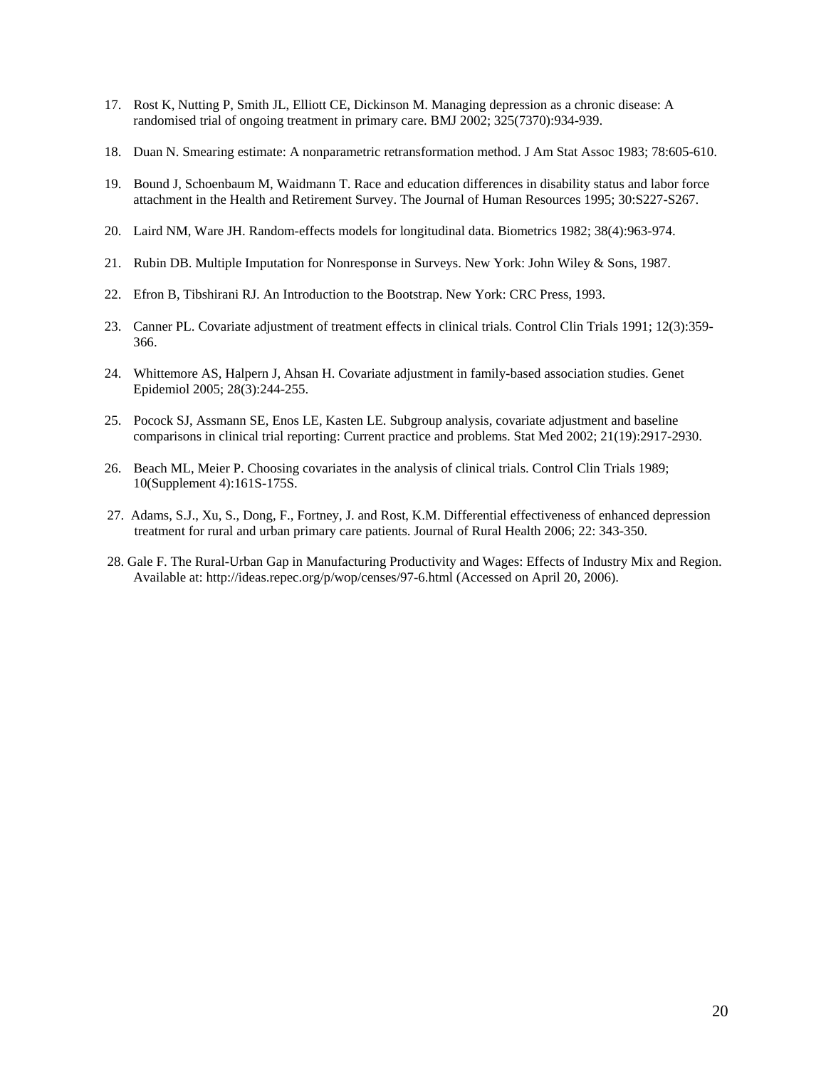17. Rost K, Nutting P, Smith JL, Elliott CE, Dickinson M. Managing depression as a chronic disease: A randomised trial of ongoing treatment in primary care. BMJ 2002; 325(7370):934-939.

18. Duan N. Smearing estimate: A nonparametric retransformation method. J Am Stat Assoc 1983; 78:605-610.

19. Bound J, Schoenbaum M, Waidmann T. Race and education differences in disability status and labor force attachment in the Health and Retirement Survey. The Journal of Human Resources 1995; 30:S227-S267.

20. Laird NM, Ware JH. Random-effects models for longitudinal data. Biometrics 1982; 38(4):963-974.

21. Rubin DB. Multiple Imputation for Nonresponse in Surveys. New York: John Wiley & Sons, 1987.

22. Efron B, Tibshirani RJ. An Introduction to the Bootstrap. New York: CRC Press, 1993.

23. Canner PL. Covariate adjustment of treatment effects in clinical trials. Control Clin Trials 1991; 12(3):359-366.

24. Whittemore AS, Halpern J, Ahsan H. Covariate adjustment in family-based association studies. Genet Epidemiol 2005; 28(3):244-255.

25. Pocock SJ, Assmann SE, Enos LE, Kasten LE. Subgroup analysis, covariate adjustment and baseline comparisons in clinical trial reporting: Current practice and problems. Stat Med 2002; 21(19):2917-2930.

26. Beach ML, Meier P. Choosing covariates in the analysis of clinical trials. Control Clin Trials 1989; 10(Supplement 4):161S-175S.

27. Adams, S.J., Xu, S., Dong, F., Fortney, J. and Rost, K.M. Differential effectiveness of enhanced depression treatment for rural and urban primary care patients. Journal of Rural Health 2006; 22: 343-350.

28. Gale F. The Rural-Urban Gap in Manufacturing Productivity and Wages: Effects of Industry Mix and Region. Available at: http://ideas.repec.org/p/wop/censes/97-6.html (Accessed on April 20, 2006).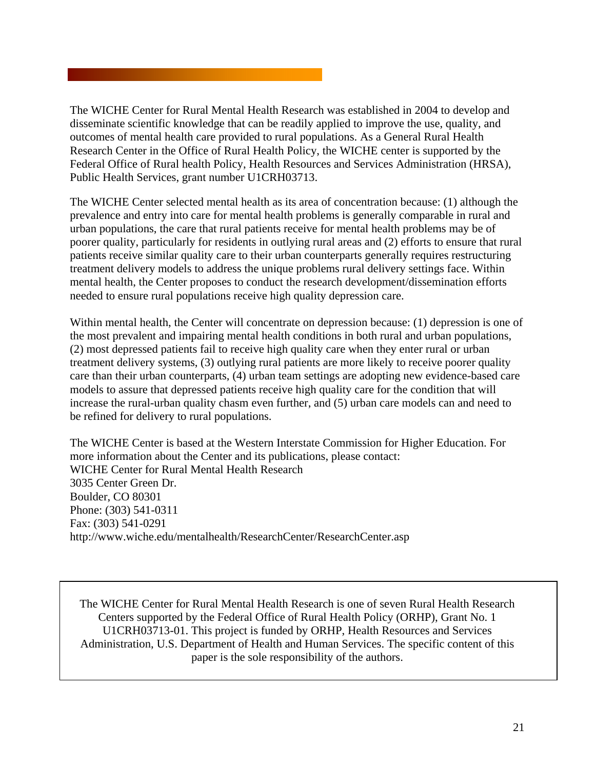The WICHE Center for Rural Mental Health Research was established in 2004 to develop and disseminate scientific knowledge that can be readily applied to improve the use, quality, and outcomes of mental health care provided to rural populations. As a General Rural Health Research Center in the Office of Rural Health Policy, the WICHE center is supported by the Federal Office of Rural health Policy, Health Resources and Services Administration (HRSA), Public Health Services, grant number U1CRH03713.

The WICHE Center selected mental health as its area of concentration because: (1) although the prevalence and entry into care for mental health problems is generally comparable in rural and urban populations, the care that rural patients receive for mental health problems may be of poorer quality, particularly for residents in outlying rural areas and (2) efforts to ensure that rural patients receive similar quality care to their urban counterparts generally requires restructuring treatment delivery models to address the unique problems rural delivery settings face. Within mental health, the Center proposes to conduct the research development/dissemination efforts needed to ensure rural populations receive high quality depression care.

Within mental health, the Center will concentrate on depression because: (1) depression is one of the most prevalent and impairing mental health conditions in both rural and urban populations, (2) most depressed patients fail to receive high quality care when they enter rural or urban treatment delivery systems, (3) outlying rural patients are more likely to receive poorer quality care than their urban counterparts, (4) urban team settings are adopting new evidence-based care models to assure that depressed patients receive high quality care for the condition that will increase the rural-urban quality chasm even further, and (5) urban care models can and need to be refined for delivery to rural populations.

The WICHE Center is based at the Western Interstate Commission for Higher Education. For more information about the Center and its publications, please contact:
WICHE Center for Rural Mental Health Research
3035 Center Green Dr.
Boulder, CO 80301
Phone: (303) 541-0311
Fax: (303) 541-0291
http://www.wiche.edu/mentalhealth/ResearchCenter/ResearchCenter.asp

The WICHE Center for Rural Mental Health Research is one of seven Rural Health Research Centers supported by the Federal Office of Rural Health Policy (ORHP), Grant No. 1 U1CRH03713-01. This project is funded by ORHP, Health Resources and Services Administration, U.S. Department of Health and Human Services. The specific content of this paper is the sole responsibility of the authors.